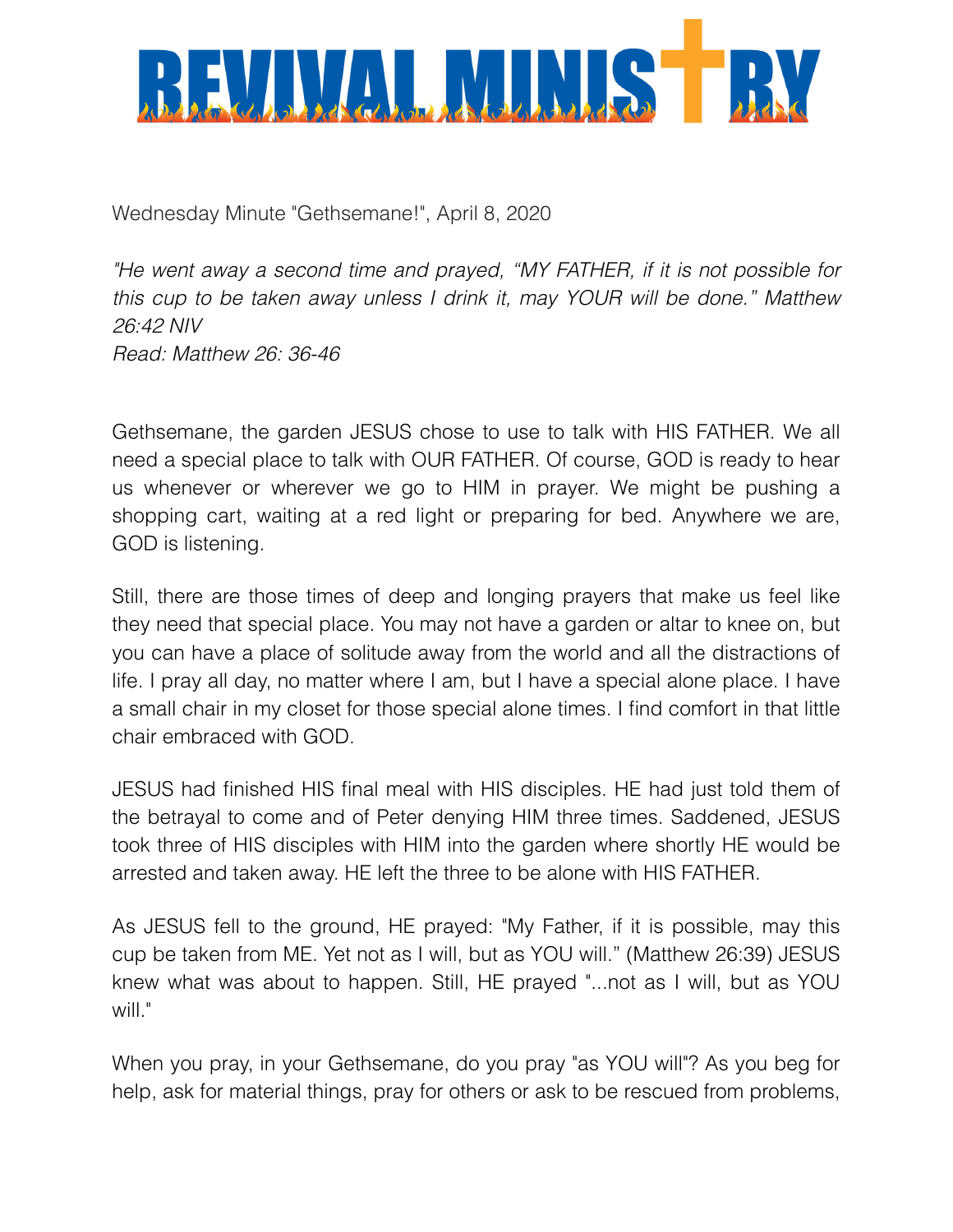# REVIVAL MINISTRY

Wednesday Minute "Gethsemane!", April 8, 2020

*"He went away a second time and prayed, "MY FATHER, if it is not possible for this cup to be taken away unless I drink it, may YOUR will be done." Matthew 26:42 NIV*
*Read: Matthew 26: 36-46*

Gethsemane, the garden JESUS chose to use to talk with HIS FATHER. We all need a special place to talk with OUR FATHER. Of course, GOD is ready to hear us whenever or wherever we go to HIM in prayer. We might be pushing a shopping cart, waiting at a red light or preparing for bed. Anywhere we are, GOD is listening.

Still, there are those times of deep and longing prayers that make us feel like they need that special place. You may not have a garden or altar to knee on, but you can have a place of solitude away from the world and all the distractions of life. I pray all day, no matter where I am, but I have a special alone place. I have a small chair in my closet for those special alone times. I find comfort in that little chair embraced with GOD.

JESUS had finished HIS final meal with HIS disciples. HE had just told them of the betrayal to come and of Peter denying HIM three times. Saddened, JESUS took three of HIS disciples with HIM into the garden where shortly HE would be arrested and taken away. HE left the three to be alone with HIS FATHER.

As JESUS fell to the ground, HE prayed: "My Father, if it is possible, may this cup be taken from ME. Yet not as I will, but as YOU will." (Matthew 26:39) JESUS knew what was about to happen. Still, HE prayed "...not as I will, but as YOU will."

When you pray, in your Gethsemane, do you pray "as YOU will"? As you beg for help, ask for material things, pray for others or ask to be rescued from problems,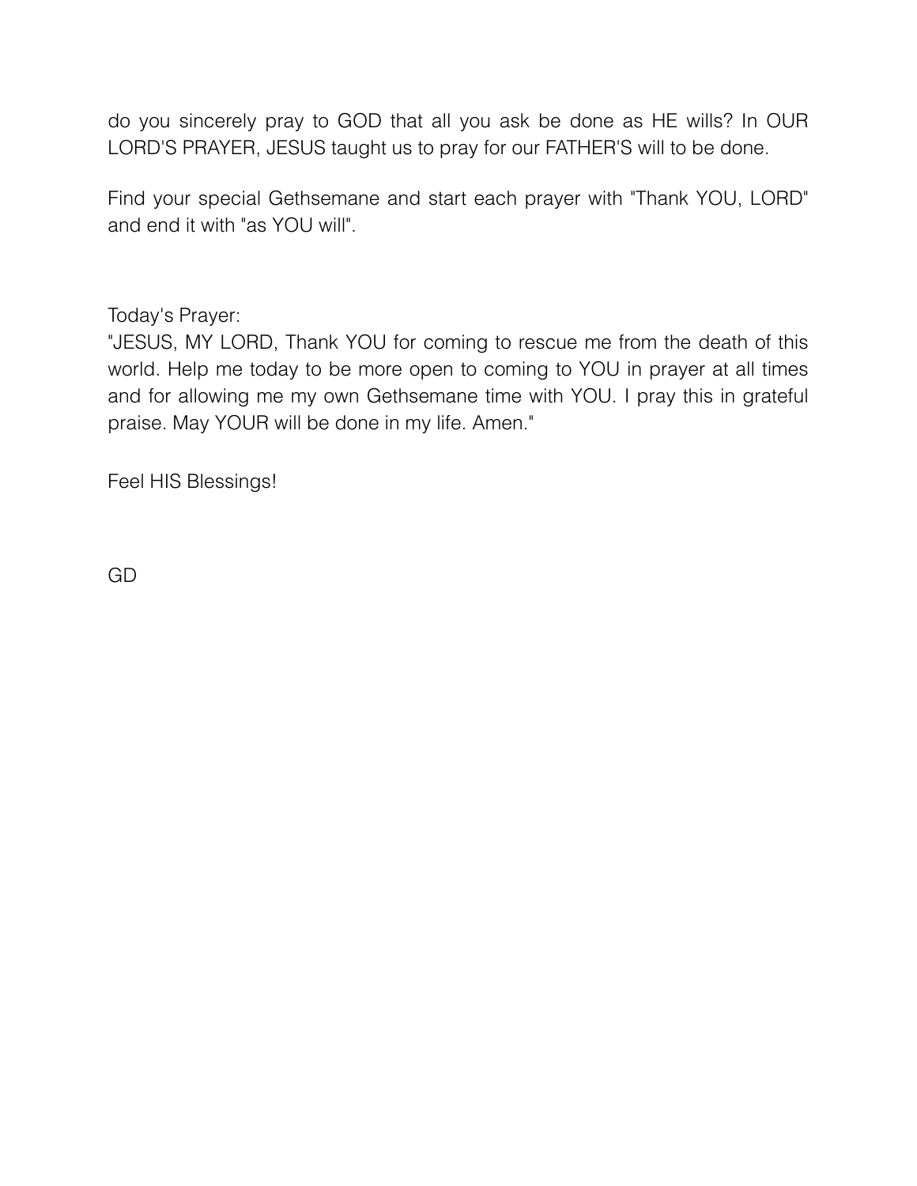do you sincerely pray to GOD that all you ask be done as HE wills? In OUR LORD'S PRAYER, JESUS taught us to pray for our FATHER'S will to be done.

Find your special Gethsemane and start each prayer with "Thank YOU, LORD" and end it with "as YOU will".

Today's Prayer:
"JESUS, MY LORD, Thank YOU for coming to rescue me from the death of this world. Help me today to be more open to coming to YOU in prayer at all times and for allowing me my own Gethsemane time with YOU. I pray this in grateful praise. May YOUR will be done in my life. Amen."

Feel HIS Blessings!

GD